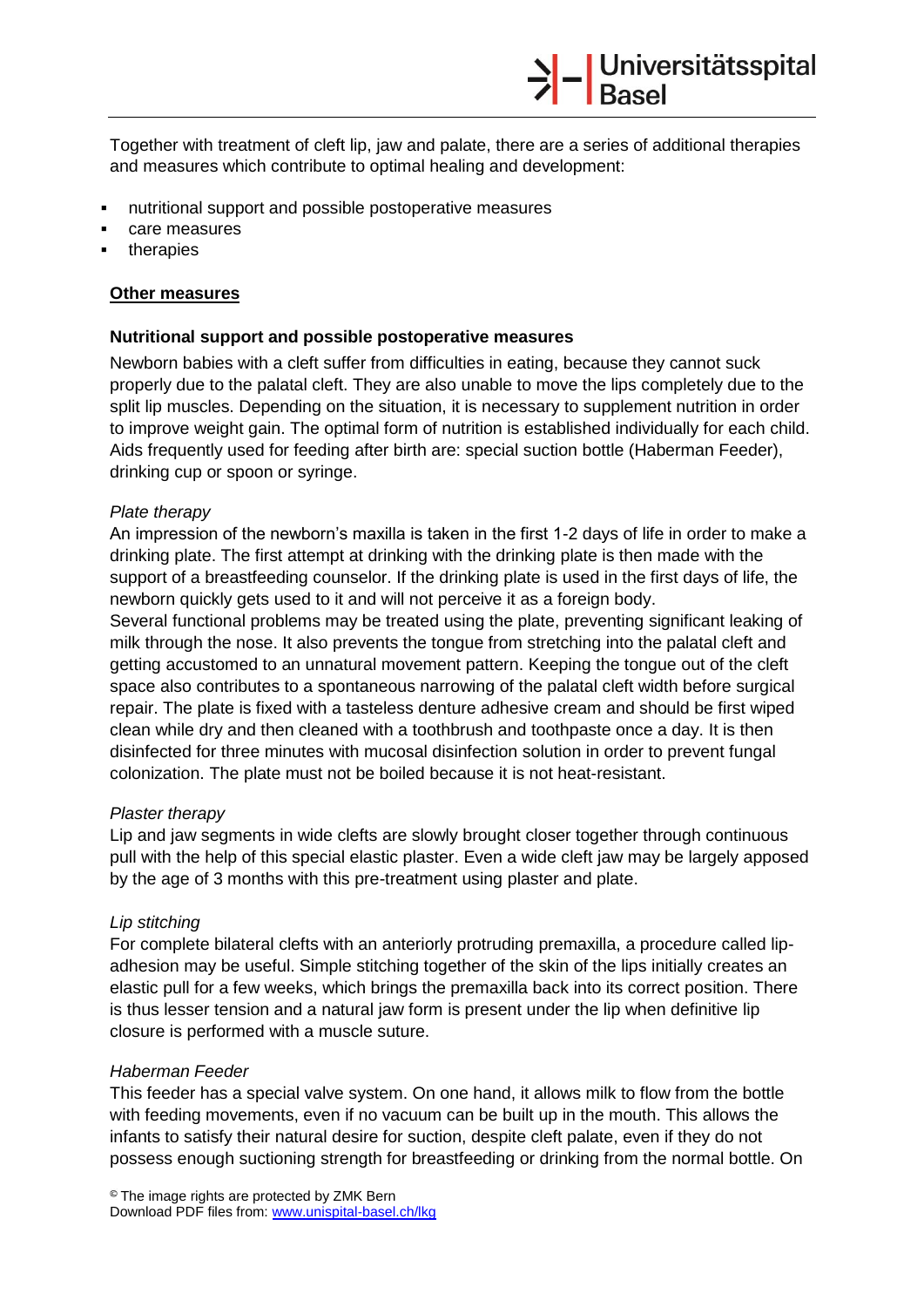Together with treatment of cleft lip, jaw and palate, there are a series of additional therapies and measures which contribute to optimal healing and development:

- nutritional support and possible postoperative measures
- care measures
- therapies

## **Other measures**

### Nutritional support and possible postoperative measures

Newborn babies with a cleft suffer from difficulties in eating, because they cannot suck properly due to the palatal cleft. They are also unable to move the lips completely due to the split lip muscles. Depending on the situation, it is necessary to supplement nutrition in order to improve weight gain. The optimal form of nutrition is established individually for each child. Aids frequently used for feeding after birth are: special suction bottle (Haberman Feeder), drinking cup or spoon or syringe.

*Plate therapy*

An impression of the newborn's maxilla is taken in the first 1-2 days of life in order to make a drinking plate. The first attempt at drinking with the drinking plate is then made with the support of a breastfeeding counselor. If the drinking plate is used in the first days of life, the newborn quickly gets used to it and will not perceive it as a foreign body.
Several functional problems may be treated using the plate, preventing significant leaking of milk through the nose. It also prevents the tongue from stretching into the palatal cleft and getting accustomed to an unnatural movement pattern. Keeping the tongue out of the cleft space also contributes to a spontaneous narrowing of the palatal cleft width before surgical repair. The plate is fixed with a tasteless denture adhesive cream and should be first wiped clean while dry and then cleaned with a toothbrush and toothpaste once a day. It is then disinfected for three minutes with mucosal disinfection solution in order to prevent fungal colonization. The plate must not be boiled because it is not heat-resistant.

*Plaster therapy*

Lip and jaw segments in wide clefts are slowly brought closer together through continuous pull with the help of this special elastic plaster. Even a wide cleft jaw may be largely apposed by the age of 3 months with this pre-treatment using plaster and plate.

*Lip stitching*

For complete bilateral clefts with an anteriorly protruding premaxilla, a procedure called lip-adhesion may be useful. Simple stitching together of the skin of the lips initially creates an elastic pull for a few weeks, which brings the premaxilla back into its correct position. There is thus lesser tension and a natural jaw form is present under the lip when definitive lip closure is performed with a muscle suture.

*Haberman Feeder*

This feeder has a special valve system. On one hand, it allows milk to flow from the bottle with feeding movements, even if no vacuum can be built up in the mouth. This allows the infants to satisfy their natural desire for suction, despite cleft palate, even if they do not possess enough suctioning strength for breastfeeding or drinking from the normal bottle. On

© The image rights are protected by ZMK Bern
Download PDF files from: www.unispital-basel.ch/lkg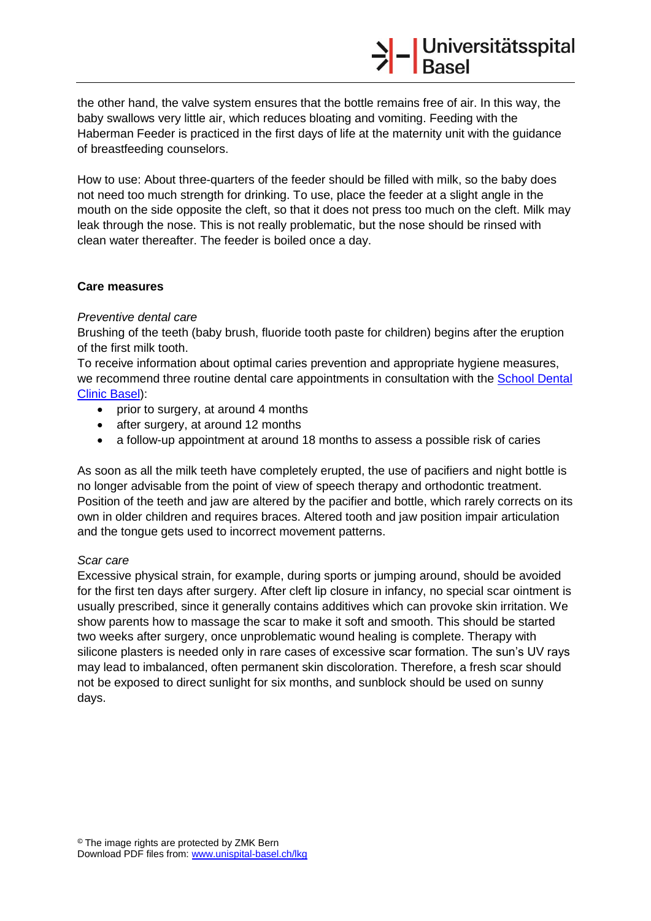the other hand, the valve system ensures that the bottle remains free of air. In this way, the baby swallows very little air, which reduces bloating and vomiting. Feeding with the Haberman Feeder is practiced in the first days of life at the maternity unit with the guidance of breastfeeding counselors.

How to use: About three-quarters of the feeder should be filled with milk, so the baby does not need too much strength for drinking. To use, place the feeder at a slight angle in the mouth on the side opposite the cleft, so that it does not press too much on the cleft. Milk may leak through the nose. This is not really problematic, but the nose should be rinsed with clean water thereafter. The feeder is boiled once a day.

**Care measures**

*Preventive dental care*

Brushing of the teeth (baby brush, fluoride tooth paste for children) begins after the eruption of the first milk tooth.

To receive information about optimal caries prevention and appropriate hygiene measures, we recommend three routine dental care appointments in consultation with the School Dental Clinic Basel):

- prior to surgery, at around 4 months
- after surgery, at around 12 months
- a follow-up appointment at around 18 months to assess a possible risk of caries

As soon as all the milk teeth have completely erupted, the use of pacifiers and night bottle is no longer advisable from the point of view of speech therapy and orthodontic treatment. Position of the teeth and jaw are altered by the pacifier and bottle, which rarely corrects on its own in older children and requires braces. Altered tooth and jaw position impair articulation and the tongue gets used to incorrect movement patterns.

*Scar care*

Excessive physical strain, for example, during sports or jumping around, should be avoided for the first ten days after surgery. After cleft lip closure in infancy, no special scar ointment is usually prescribed, since it generally contains additives which can provoke skin irritation. We show parents how to massage the scar to make it soft and smooth. This should be started two weeks after surgery, once unproblematic wound healing is complete. Therapy with silicone plasters is needed only in rare cases of excessive scar formation. The sun's UV rays may lead to imbalanced, often permanent skin discoloration. Therefore, a fresh scar should not be exposed to direct sunlight for six months, and sunblock should be used on sunny days.

© The image rights are protected by ZMK Bern
Download PDF files from: www.unispital-basel.ch/lkg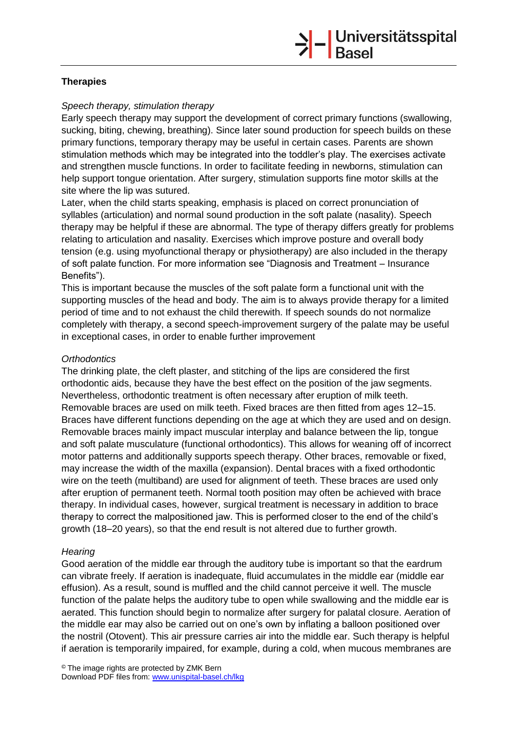## Therapies

*Speech therapy, stimulation therapy*

Early speech therapy may support the development of correct primary functions (swallowing, sucking, biting, chewing, breathing). Since later sound production for speech builds on these primary functions, temporary therapy may be useful in certain cases. Parents are shown stimulation methods which may be integrated into the toddler's play. The exercises activate and strengthen muscle functions. In order to facilitate feeding in newborns, stimulation can help support tongue orientation. After surgery, stimulation supports fine motor skills at the site where the lip was sutured.

Later, when the child starts speaking, emphasis is placed on correct pronunciation of syllables (articulation) and normal sound production in the soft palate (nasality). Speech therapy may be helpful if these are abnormal. The type of therapy differs greatly for problems relating to articulation and nasality. Exercises which improve posture and overall body tension (e.g. using myofunctional therapy or physiotherapy) are also included in the therapy of soft palate function. For more information see "Diagnosis and Treatment – Insurance Benefits").

This is important because the muscles of the soft palate form a functional unit with the supporting muscles of the head and body. The aim is to always provide therapy for a limited period of time and to not exhaust the child therewith. If speech sounds do not normalize completely with therapy, a second speech-improvement surgery of the palate may be useful in exceptional cases, in order to enable further improvement

*Orthodontics*

The drinking plate, the cleft plaster, and stitching of the lips are considered the first orthodontic aids, because they have the best effect on the position of the jaw segments. Nevertheless, orthodontic treatment is often necessary after eruption of milk teeth. Removable braces are used on milk teeth. Fixed braces are then fitted from ages 12–15. Braces have different functions depending on the age at which they are used and on design. Removable braces mainly impact muscular interplay and balance between the lip, tongue and soft palate musculature (functional orthodontics). This allows for weaning off of incorrect motor patterns and additionally supports speech therapy. Other braces, removable or fixed, may increase the width of the maxilla (expansion). Dental braces with a fixed orthodontic wire on the teeth (multiband) are used for alignment of teeth. These braces are used only after eruption of permanent teeth. Normal tooth position may often be achieved with brace therapy. In individual cases, however, surgical treatment is necessary in addition to brace therapy to correct the malpositioned jaw. This is performed closer to the end of the child's growth (18–20 years), so that the end result is not altered due to further growth.

*Hearing*

Good aeration of the middle ear through the auditory tube is important so that the eardrum can vibrate freely. If aeration is inadequate, fluid accumulates in the middle ear (middle ear effusion). As a result, sound is muffled and the child cannot perceive it well. The muscle function of the palate helps the auditory tube to open while swallowing and the middle ear is aerated. This function should begin to normalize after surgery for palatal closure. Aeration of the middle ear may also be carried out on one's own by inflating a balloon positioned over the nostril (Otovent). This air pressure carries air into the middle ear. Such therapy is helpful if aeration is temporarily impaired, for example, during a cold, when mucous membranes are

© The image rights are protected by ZMK Bern
Download PDF files from: www.unispital-basel.ch/lkg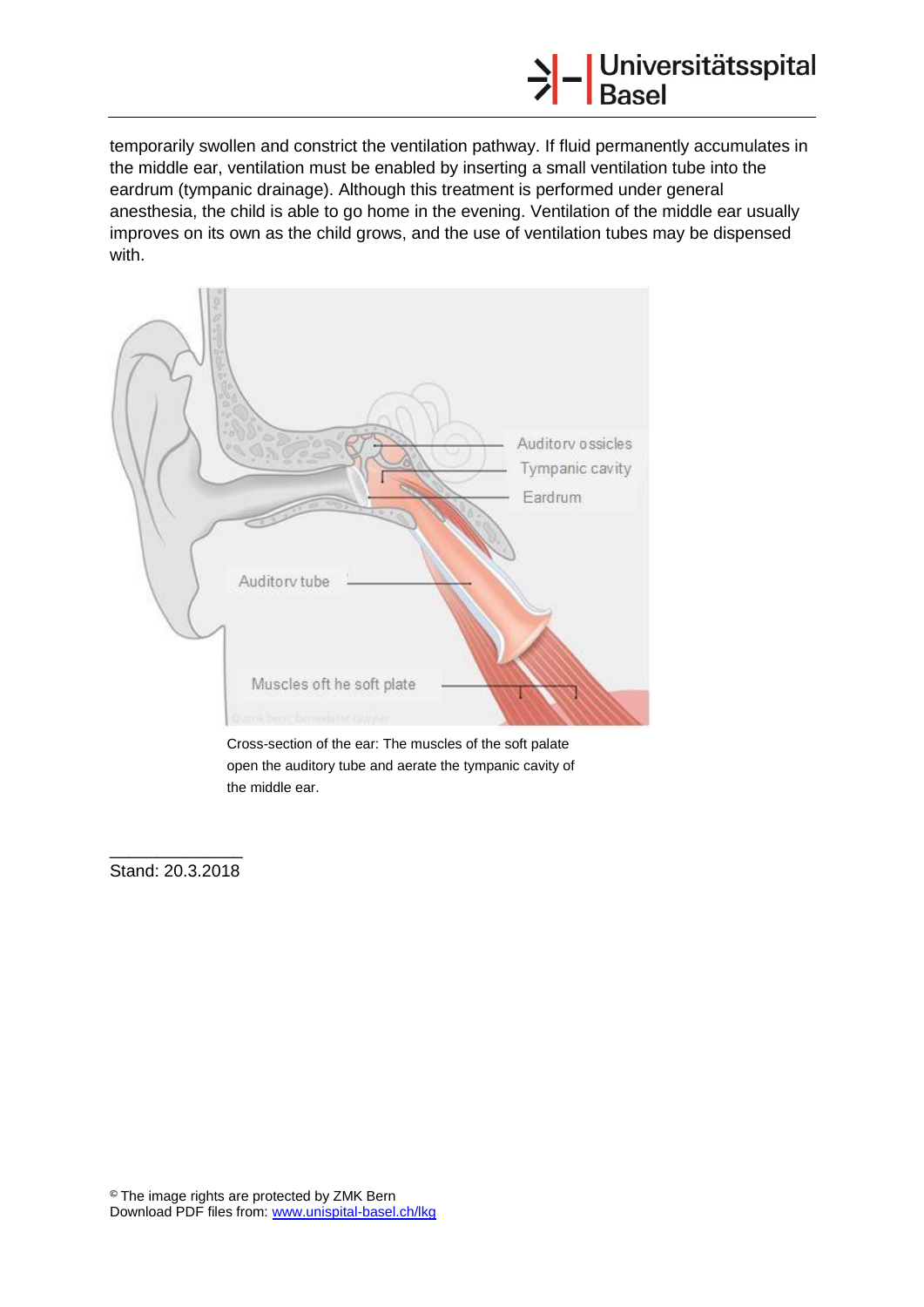temporarily swollen and constrict the ventilation pathway. If fluid permanently accumulates in the middle ear, ventilation must be enabled by inserting a small ventilation tube into the eardrum (tympanic drainage). Although this treatment is performed under general anesthesia, the child is able to go home in the evening. Ventilation of the middle ear usually improves on its own as the child grows, and the use of ventilation tubes may be dispensed with.

Auditory ossicles

Tympanic cavity

Eardrum

Auditory tube

Muscles oft he soft plate

Cross-section of the ear: The muscles of the soft palate open the auditory tube and aerate the tympanic cavity of the middle ear.

______________

Stand: 20.3.2018

© The image rights are protected by ZMK Bern
Download PDF files from: www.unispital-basel.ch/lkg